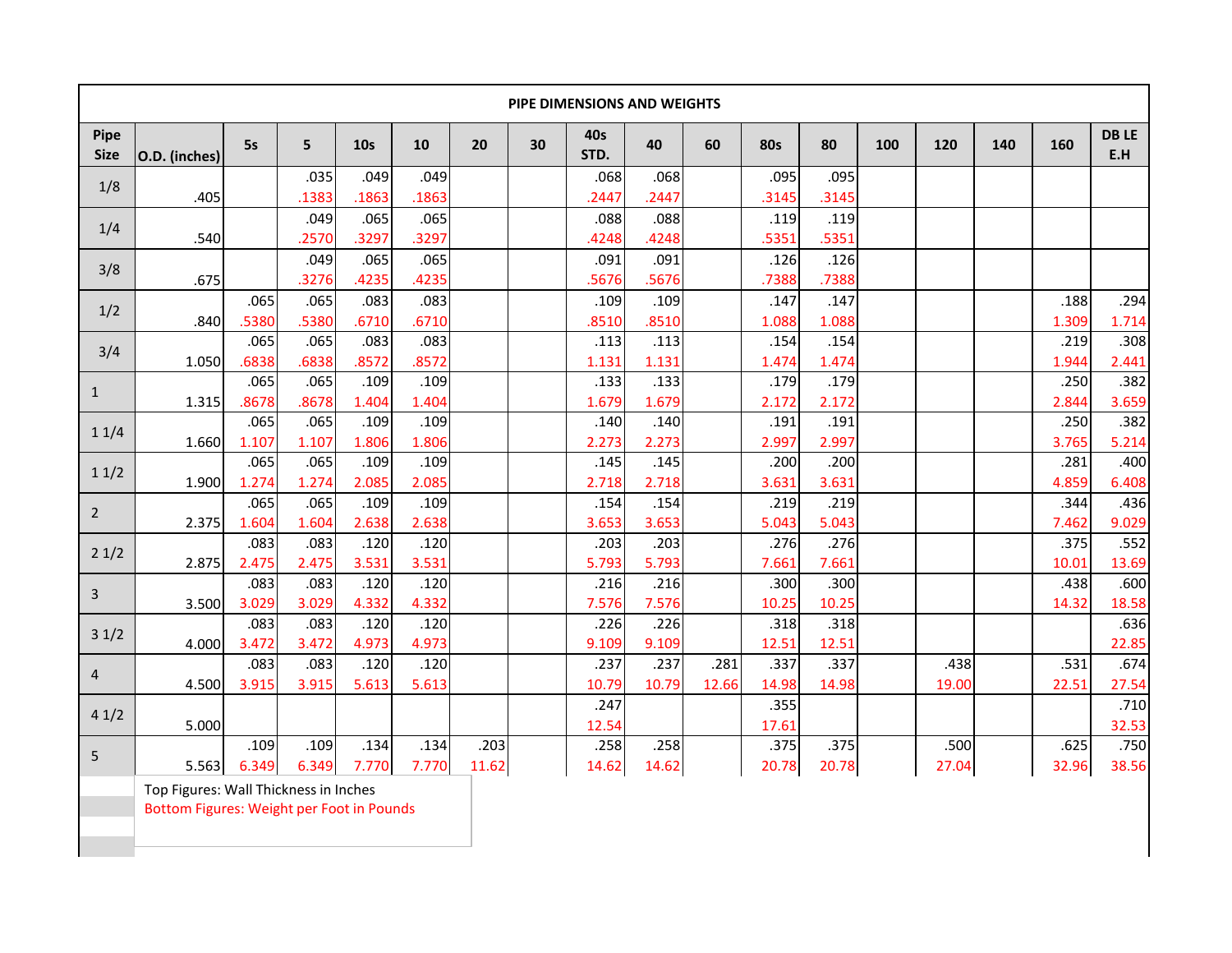# PIPE DIMENSIONS AND WEIGHTS

| Pipe Size | O.D. (inches) | 5s | 5 | 10s | 10 | 20 | 30 | 40s STD. | 40 | 60 | 80s | 80 | 100 | 120 | 140 | 160 | DB LE E.H |
|---|---|---|---|---|---|---|---|---|---|---|---|---|---|---|---|---|---|
| 1/8 | .405 | | .035<br>.1383 | .049<br>.1863 | .049<br>.1863 | | | .068<br>.2447 | .068<br>.2447 | | .095<br>.3145 | .095<br>.3145 | | | | | |
| 1/4 | .540 | | .049<br>.2570 | .065<br>.3297 | .065<br>.3297 | | | .088<br>.4248 | .088<br>.4248 | | .119<br>.5351 | .119<br>.5351 | | | | | |
| 3/8 | .675 | | .049<br>.3276 | .065<br>.4235 | .065<br>.4235 | | | .091<br>.5676 | .091<br>.5676 | | .126<br>.7388 | .126<br>.7388 | | | | | |
| 1/2 | .840 | .065<br>.5380 | .065<br>.5380 | .083<br>.6710 | .083<br>.6710 | | | .109<br>.8510 | .109<br>.8510 | | .147<br>1.088 | .147<br>1.088 | | | | .188<br>1.309 | .294<br>1.714 |
| 3/4 | 1.050 | .065<br>.6838 | .065<br>.6838 | .083<br>.8572 | .083<br>.8572 | | | .113<br>1.131 | .113<br>1.131 | | .154<br>1.474 | .154<br>1.474 | | | | .219<br>1.944 | .308<br>2.441 |
| 1 | 1.315 | .065<br>.8678 | .065<br>.8678 | .109<br>1.404 | .109<br>1.404 | | | .133<br>1.679 | .133<br>1.679 | | .179<br>2.172 | .179<br>2.172 | | | | .250<br>2.844 | .382<br>3.659 |
| 1 1/4 | 1.660 | .065<br>1.107 | .065<br>1.107 | .109<br>1.806 | .109<br>1.806 | | | .140<br>2.273 | .140<br>2.273 | | .191<br>2.997 | .191<br>2.997 | | | | .250<br>3.765 | .382<br>5.214 |
| 1 1/2 | 1.900 | .065<br>1.274 | .065<br>1.274 | .109<br>2.085 | .109<br>2.085 | | | .145<br>2.718 | .145<br>2.718 | | .200<br>3.631 | .200<br>3.631 | | | | .281<br>4.859 | .400<br>6.408 |
| 2 | 2.375 | .065<br>1.604 | .065<br>1.604 | .109<br>2.638 | .109<br>2.638 | | | .154<br>3.653 | .154<br>3.653 | | .219<br>5.043 | .219<br>5.043 | | | | .344<br>7.462 | .436<br>9.029 |
| 2 1/2 | 2.875 | .083<br>2.475 | .083<br>2.475 | .120<br>3.531 | .120<br>3.531 | | | .203<br>5.793 | .203<br>5.793 | | .276<br>7.661 | .276<br>7.661 | | | | .375<br>10.01 | .552<br>13.69 |
| 3 | 3.500 | .083<br>3.029 | .083<br>3.029 | .120<br>4.332 | .120<br>4.332 | | | .216<br>7.576 | .216<br>7.576 | | .300<br>10.25 | .300<br>10.25 | | | | .438<br>14.32 | .600<br>18.58 |
| 3 1/2 | 4.000 | .083<br>3.472 | .083<br>3.472 | .120<br>4.973 | .120<br>4.973 | | | .226<br>9.109 | .226<br>9.109 | | .318<br>12.51 | .318<br>12.51 | | | | | .636<br>22.85 |
| 4 | 4.500 | .083<br>3.915 | .083<br>3.915 | .120<br>5.613 | .120<br>5.613 | | | .237<br>10.79 | .237<br>10.79 | .281<br>12.66 | .337<br>14.98 | .337<br>14.98 | | .438<br>19.00 | | .531<br>22.51 | .674<br>27.54 |
| 4 1/2 | 5.000 | | | | | | | .247<br>12.54 | | | .355<br>17.61 | | | | | | .710<br>32.53 |
| 5 | 5.563 | .109<br>6.349 | .109<br>6.349 | .134<br>7.770 | .134<br>7.770 | .203<br>11.62 | | .258<br>14.62 | .258<br>14.62 | | .375<br>20.78 | .375<br>20.78 | | .500<br>27.04 | | .625<br>32.96 | .750<br>38.56 |

Top Figures: Wall Thickness in Inches
Bottom Figures: Weight per Foot in Pounds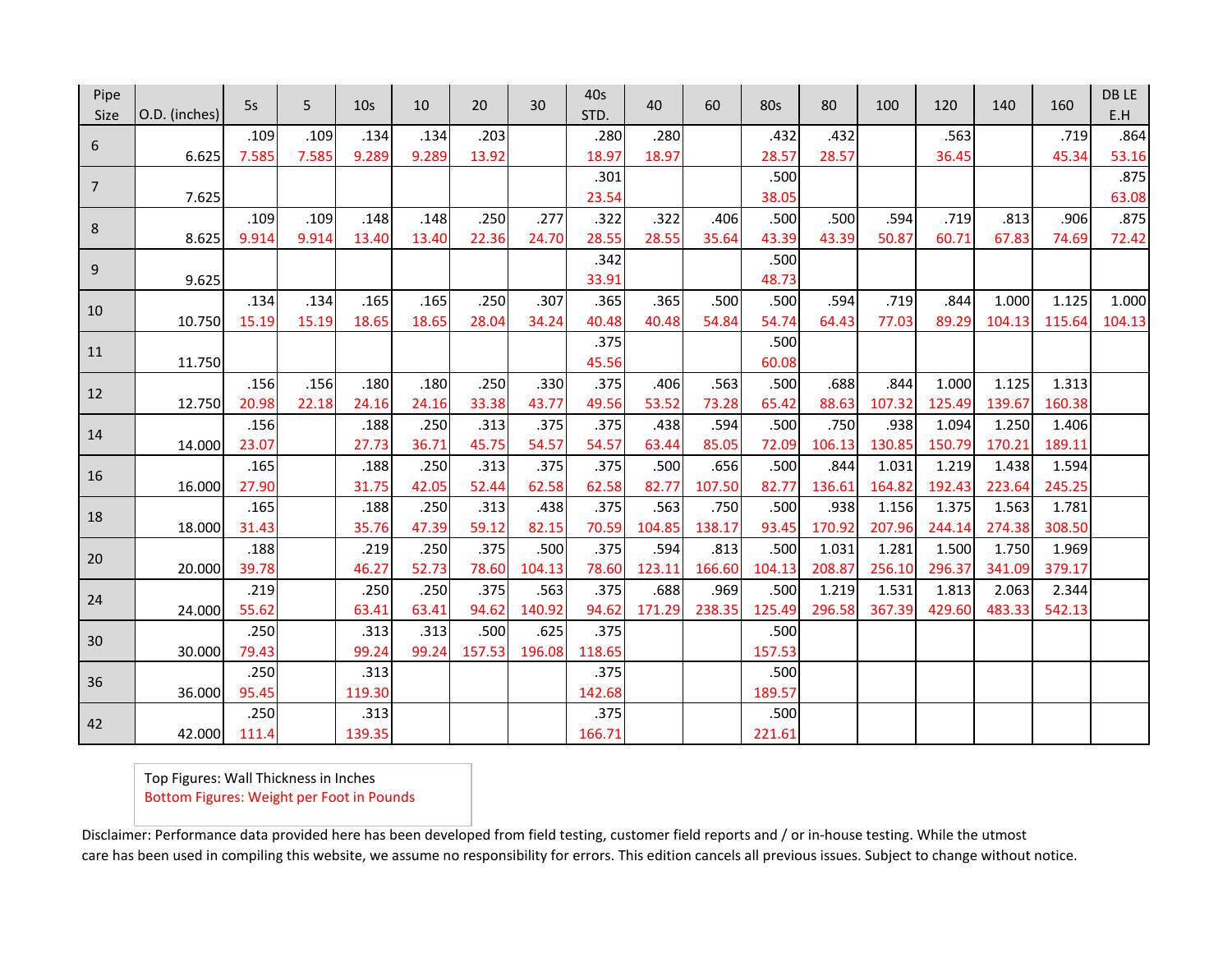| Pipe Size | O.D. (inches) | 5s | 5 | 10s | 10 | 20 | 30 | 40s STD. | 40 | 60 | 80s | 80 | 100 | 120 | 140 | 160 | DB LE E.H |
|---|---|---|---|---|---|---|---|---|---|---|---|---|---|---|---|---|---|
| 6 | | .109 | .109 | .134 | .134 | .203 | | .280 | .280 | | .432 | .432 | | .563 | | .719 | .864 |
| | 6.625 | 7.585 | 7.585 | 9.289 | 9.289 | 13.92 | | 18.97 | 18.97 | | 28.57 | 28.57 | | 36.45 | | 45.34 | 53.16 |
| 7 | | | | | | | | .301 | | | .500 | | | | | | .875 |
| | 7.625 | | | | | | | 23.54 | | | 38.05 | | | | | | 63.08 |
| 8 | | .109 | .109 | .148 | .148 | .250 | .277 | .322 | .322 | .406 | .500 | .500 | .594 | .719 | .813 | .906 | .875 |
| | 8.625 | 9.914 | 9.914 | 13.40 | 13.40 | 22.36 | 24.70 | 28.55 | 28.55 | 35.64 | 43.39 | 43.39 | 50.87 | 60.71 | 67.83 | 74.69 | 72.42 |
| 9 | | | | | | | | .342 | | | .500 | | | | | | |
| | 9.625 | | | | | | | 33.91 | | | 48.73 | | | | | | |
| 10 | | .134 | .134 | .165 | .165 | .250 | .307 | .365 | .365 | .500 | .500 | .594 | .719 | .844 | 1.000 | 1.125 | 1.000 |
| | 10.750 | 15.19 | 15.19 | 18.65 | 18.65 | 28.04 | 34.24 | 40.48 | 40.48 | 54.84 | 54.74 | 64.43 | 77.03 | 89.29 | 104.13 | 115.64 | 104.13 |
| 11 | | | | | | | | .375 | | | .500 | | | | | | |
| | 11.750 | | | | | | | 45.56 | | | 60.08 | | | | | | |
| 12 | | .156 | .156 | .180 | .180 | .250 | .330 | .375 | .406 | .563 | .500 | .688 | .844 | 1.000 | 1.125 | 1.313 | |
| | 12.750 | 20.98 | 22.18 | 24.16 | 24.16 | 33.38 | 43.77 | 49.56 | 53.52 | 73.28 | 65.42 | 88.63 | 107.32 | 125.49 | 139.67 | 160.38 | |
| 14 | | .156 | | .188 | .250 | .313 | .375 | .375 | .438 | .594 | .500 | .750 | .938 | 1.094 | 1.250 | 1.406 | |
| | 14.000 | 23.07 | | 27.73 | 36.71 | 45.75 | 54.57 | 54.57 | 63.44 | 85.05 | 72.09 | 106.13 | 130.85 | 150.79 | 170.21 | 189.11 | |
| 16 | | .165 | | .188 | .250 | .313 | .375 | .375 | .500 | .656 | .500 | .844 | 1.031 | 1.219 | 1.438 | 1.594 | |
| | 16.000 | 27.90 | | 31.75 | 42.05 | 52.44 | 62.58 | 62.58 | 82.77 | 107.50 | 82.77 | 136.61 | 164.82 | 192.43 | 223.64 | 245.25 | |
| 18 | | .165 | | .188 | .250 | .313 | .438 | .375 | .563 | .750 | .500 | .938 | 1.156 | 1.375 | 1.563 | 1.781 | |
| | 18.000 | 31.43 | | 35.76 | 47.39 | 59.12 | 82.15 | 70.59 | 104.85 | 138.17 | 93.45 | 170.92 | 207.96 | 244.14 | 274.38 | 308.50 | |
| 20 | | .188 | | .219 | .250 | .375 | .500 | .375 | .594 | .813 | .500 | 1.031 | 1.281 | 1.500 | 1.750 | 1.969 | |
| | 20.000 | 39.78 | | 46.27 | 52.73 | 78.60 | 104.13 | 78.60 | 123.11 | 166.60 | 104.13 | 208.87 | 256.10 | 296.37 | 341.09 | 379.17 | |
| 24 | | .219 | | .250 | .250 | .375 | .563 | .375 | .688 | .969 | .500 | 1.219 | 1.531 | 1.813 | 2.063 | 2.344 | |
| | 24.000 | 55.62 | | 63.41 | 63.41 | 94.62 | 140.92 | 94.62 | 171.29 | 238.35 | 125.49 | 296.58 | 367.39 | 429.60 | 483.33 | 542.13 | |
| 30 | | .250 | | .313 | .313 | .500 | .625 | .375 | | | .500 | | | | | | |
| | 30.000 | 79.43 | | 99.24 | 99.24 | 157.53 | 196.08 | 118.65 | | | 157.53 | | | | | | |
| 36 | | .250 | | .313 | | | | .375 | | | .500 | | | | | | |
| | 36.000 | 95.45 | | 119.30 | | | | 142.68 | | | 189.57 | | | | | | |
| 42 | | .250 | | .313 | | | | .375 | | | .500 | | | | | | |
| | 42.000 | 111.4 | | 139.35 | | | | 166.71 | | | 221.61 | | | | | | |

Top Figures: Wall Thickness in Inches
Bottom Figures: Weight per Foot in Pounds

Disclaimer: Performance data provided here has been developed from field testing, customer field reports and / or in-house testing. While the utmost care has been used in compiling this website, we assume no responsibility for errors. This edition cancels all previous issues. Subject to change without notice.